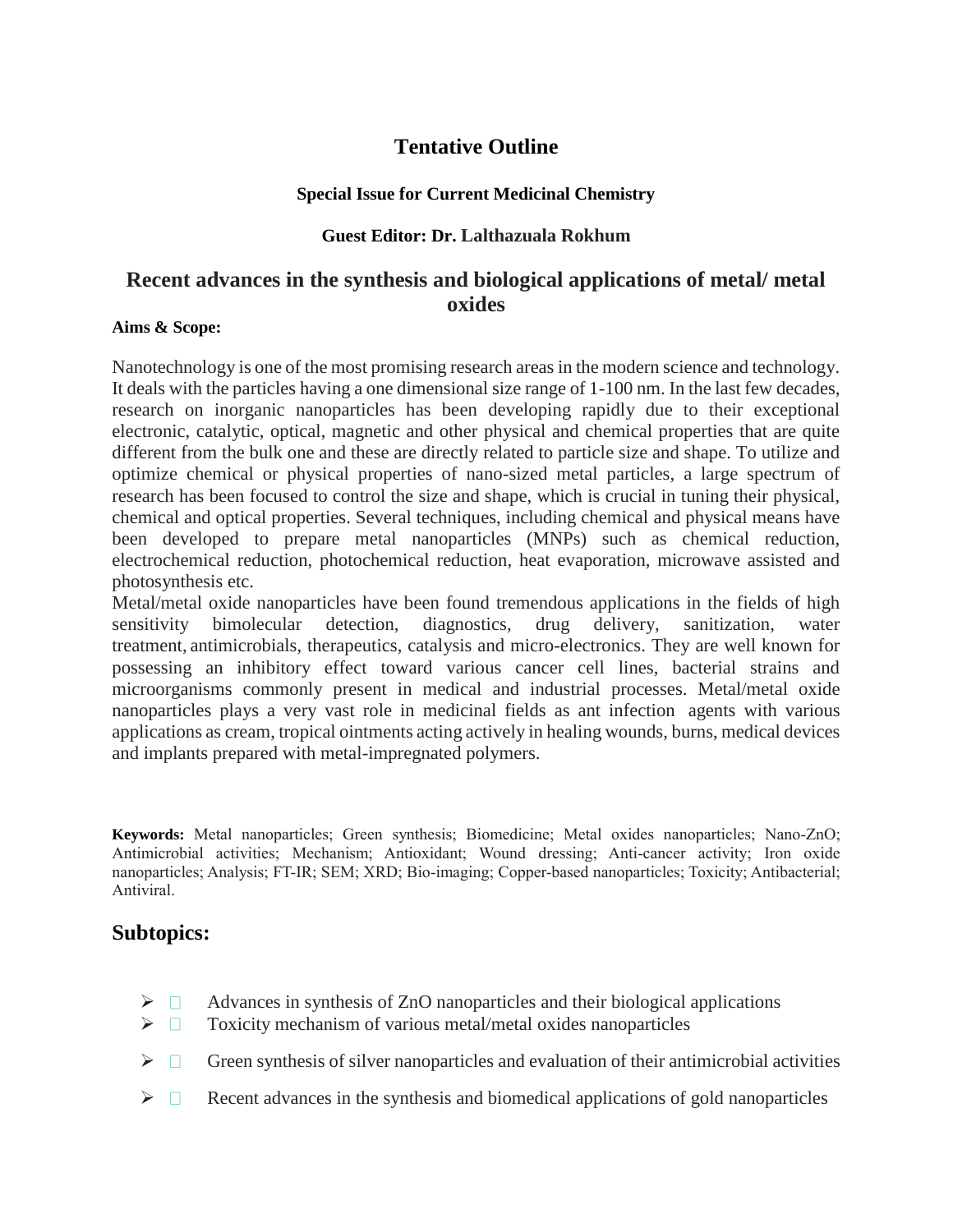# Tentative Outline

**Special Issue for Current Medicinal Chemistry**

**Guest Editor: Dr. Lalthazuala Rokhum**

## Recent advances in the synthesis and biological applications of metal/ metal oxides

**Aims & Scope:**

Nanotechnology is one of the most promising research areas in the modern science and technology. It deals with the particles having a one dimensional size range of 1-100 nm. In the last few decades, research on inorganic nanoparticles has been developing rapidly due to their exceptional electronic, catalytic, optical, magnetic and other physical and chemical properties that are quite different from the bulk one and these are directly related to particle size and shape. To utilize and optimize chemical or physical properties of nano-sized metal particles, a large spectrum of research has been focused to control the size and shape, which is crucial in tuning their physical, chemical and optical properties. Several techniques, including chemical and physical means have been developed to prepare metal nanoparticles (MNPs) such as chemical reduction, electrochemical reduction, photochemical reduction, heat evaporation, microwave assisted and photosynthesis etc.

Metal/metal oxide nanoparticles have been found tremendous applications in the fields of high sensitivity bimolecular detection, diagnostics, drug delivery, sanitization, water treatment, antimicrobials, therapeutics, catalysis and micro-electronics. They are well known for possessing an inhibitory effect toward various cancer cell lines, bacterial strains and microorganisms commonly present in medical and industrial processes. Metal/metal oxide nanoparticles plays a very vast role in medicinal fields as ant infection agents with various applications as cream, tropical ointments acting actively in healing wounds, burns, medical devices and implants prepared with metal-impregnated polymers.

**Keywords:** Metal nanoparticles; Green synthesis; Biomedicine; Metal oxides nanoparticles; Nano-ZnO; Antimicrobial activities; Mechanism; Antioxidant; Wound dressing; Anti-cancer activity; Iron oxide nanoparticles; Analysis; FT-IR; SEM; XRD; Bio-imaging; Copper-based nanoparticles; Toxicity; Antibacterial; Antiviral.

## Subtopics:

- Advances in synthesis of ZnO nanoparticles and their biological applications
- Toxicity mechanism of various metal/metal oxides nanoparticles
- Green synthesis of silver nanoparticles and evaluation of their antimicrobial activities
- Recent advances in the synthesis and biomedical applications of gold nanoparticles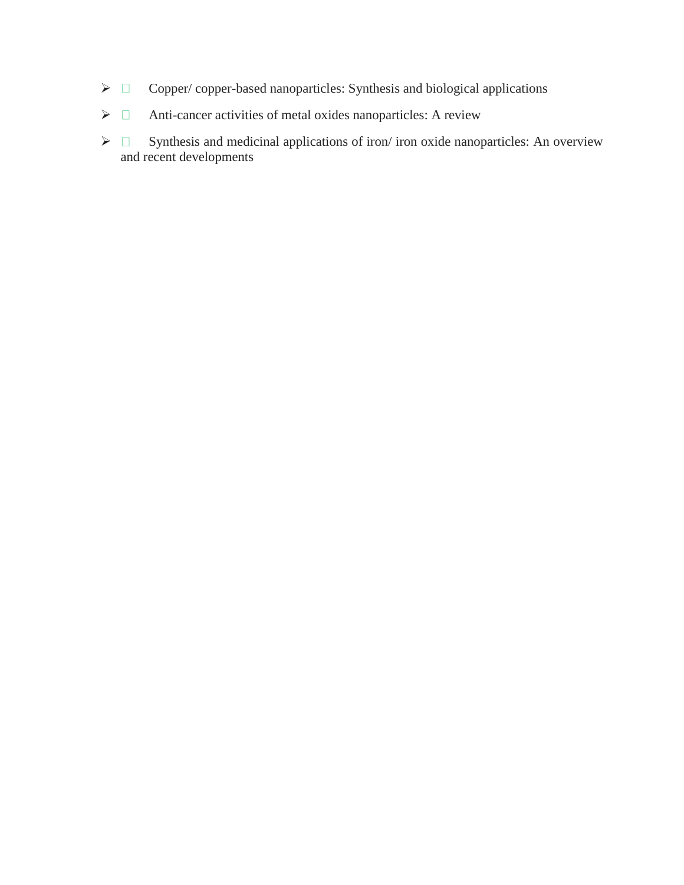- Copper/ copper-based nanoparticles: Synthesis and biological applications
- Anti-cancer activities of metal oxides nanoparticles: A review
- Synthesis and medicinal applications of iron/ iron oxide nanoparticles: An overview and recent developments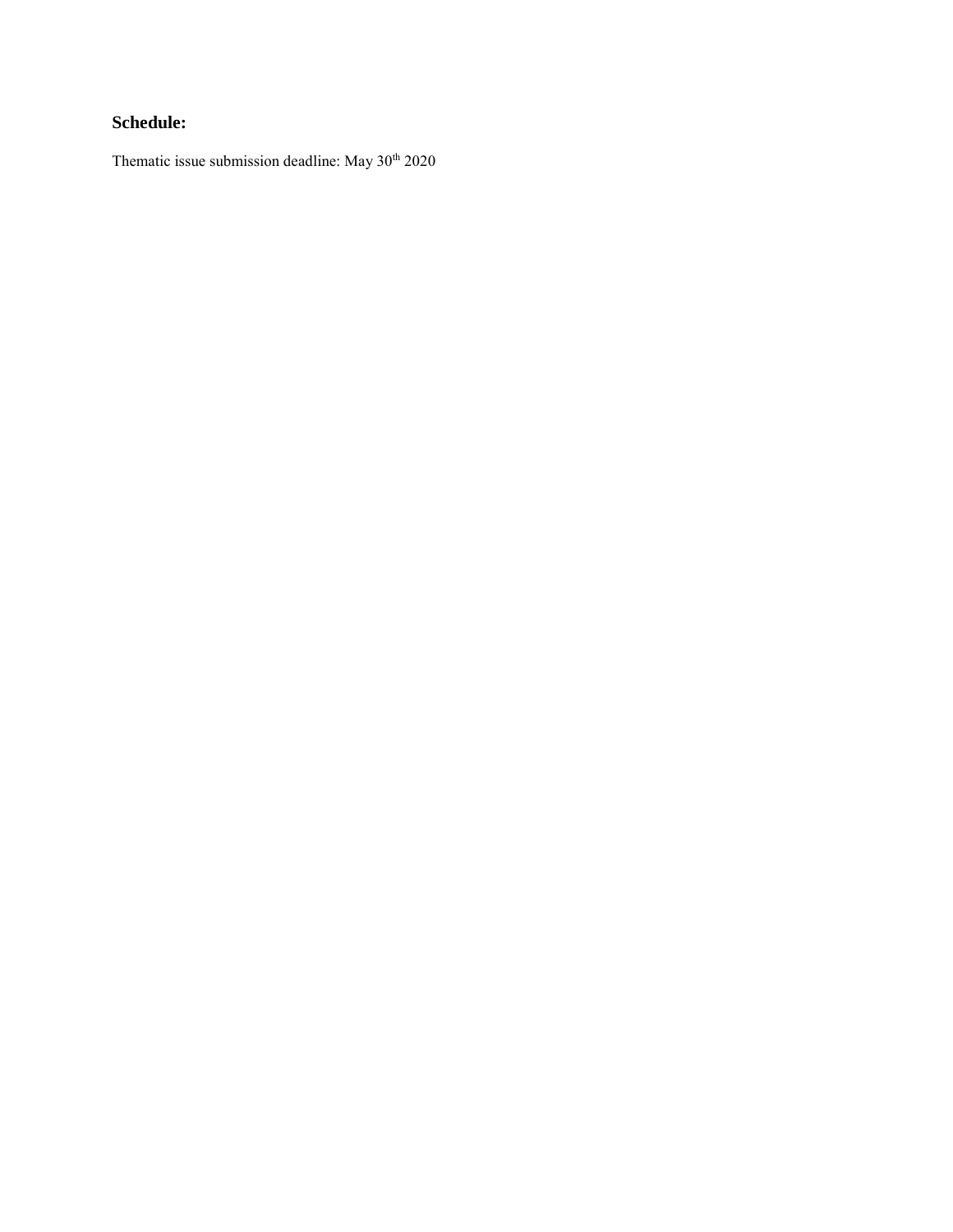### **Schedule:**

Thematic issue submission deadline: May 30th 2020